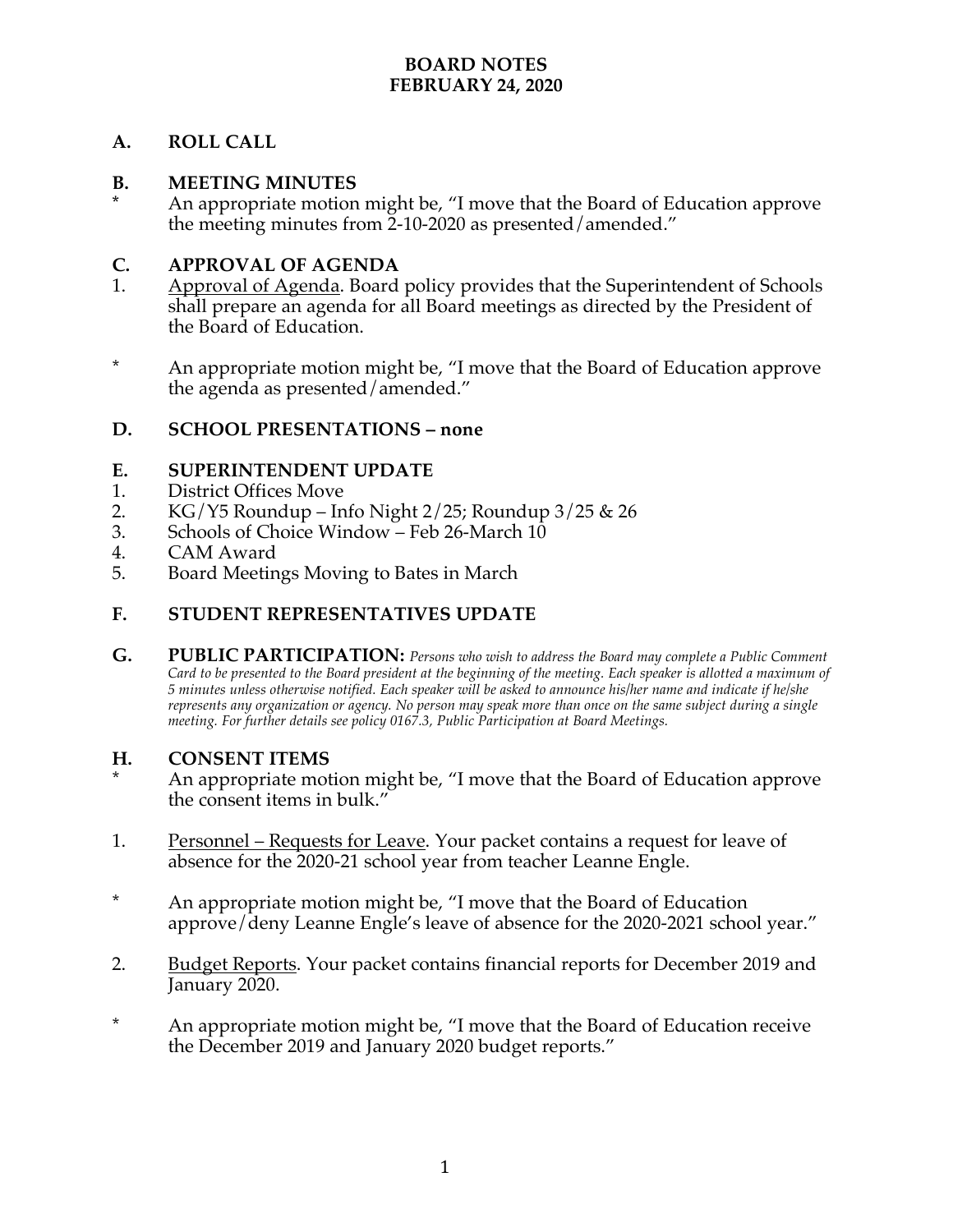# BOARD NOTES
# FEBRUARY 24, 2020

## A. ROLL CALL

## B. MEETING MINUTES

\* An appropriate motion might be, "I move that the Board of Education approve the meeting minutes from 2-10-2020 as presented/amended."

## C. APPROVAL OF AGENDA

1. Approval of Agenda. Board policy provides that the Superintendent of Schools shall prepare an agenda for all Board meetings as directed by the President of the Board of Education.

\* An appropriate motion might be, "I move that the Board of Education approve the agenda as presented/amended."

## D. SCHOOL PRESENTATIONS – none

## E. SUPERINTENDENT UPDATE

1. District Offices Move
2. KG/Y5 Roundup – Info Night 2/25; Roundup 3/25 & 26
3. Schools of Choice Window – Feb 26-March 10
4. CAM Award
5. Board Meetings Moving to Bates in March

## F. STUDENT REPRESENTATIVES UPDATE

## G. PUBLIC PARTICIPATION:

*Persons who wish to address the Board may complete a Public Comment Card to be presented to the Board president at the beginning of the meeting. Each speaker is allotted a maximum of 5 minutes unless otherwise notified. Each speaker will be asked to announce his/her name and indicate if he/she represents any organization or agency. No person may speak more than once on the same subject during a single meeting. For further details see policy 0167.3, Public Participation at Board Meetings.*

## H. CONSENT ITEMS

\* An appropriate motion might be, "I move that the Board of Education approve the consent items in bulk."

1. Personnel – Requests for Leave. Your packet contains a request for leave of absence for the 2020-21 school year from teacher Leanne Engle.

\* An appropriate motion might be, "I move that the Board of Education approve/deny Leanne Engle's leave of absence for the 2020-2021 school year."

2. Budget Reports. Your packet contains financial reports for December 2019 and January 2020.

\* An appropriate motion might be, "I move that the Board of Education receive the December 2019 and January 2020 budget reports."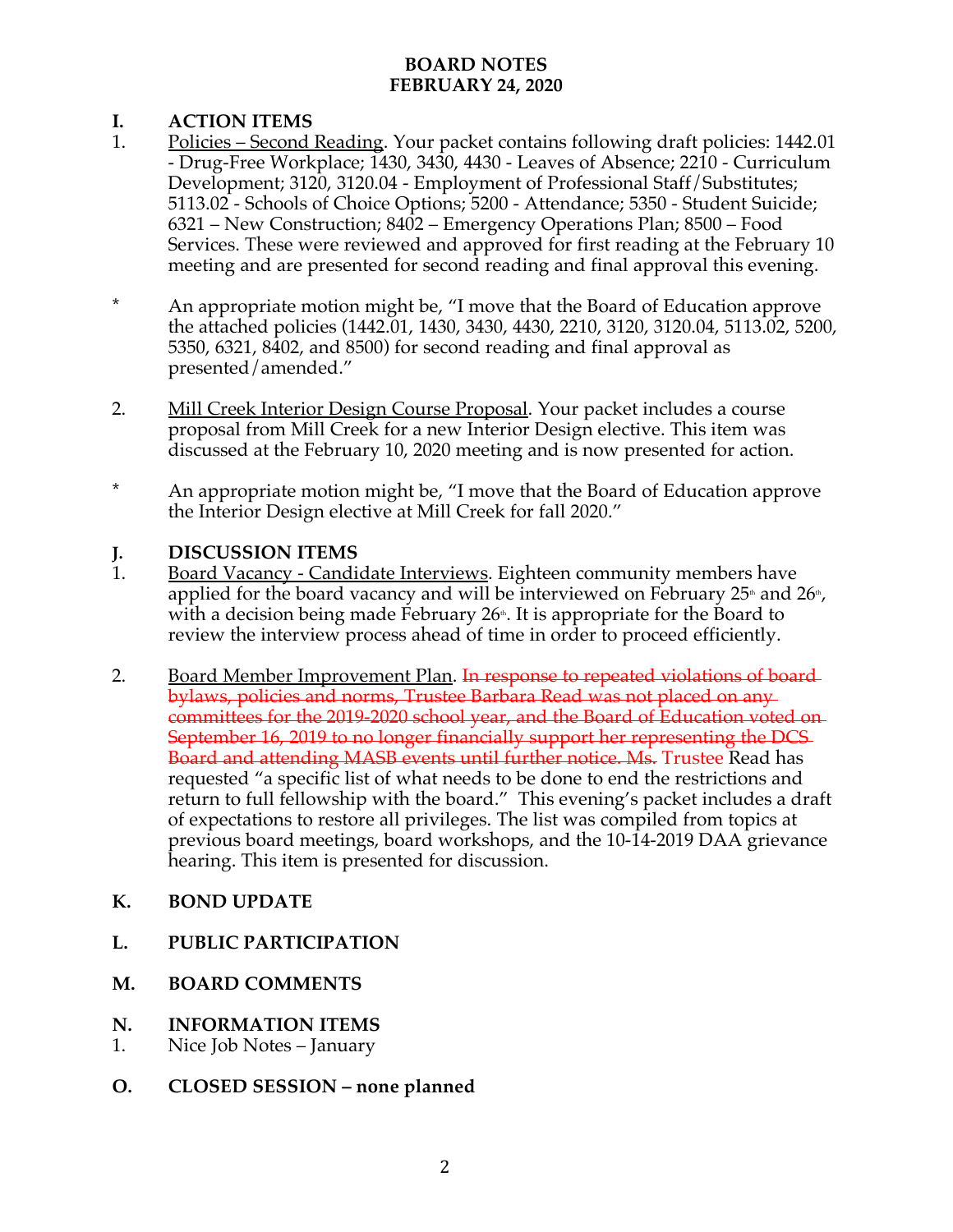**BOARD NOTES**
**FEBRUARY 24, 2020**

## I. ACTION ITEMS

1. <u>Policies – Second Reading</u>. Your packet contains following draft policies: 1442.01 - Drug-Free Workplace; 1430, 3430, 4430 - Leaves of Absence; 2210 - Curriculum Development; 3120, 3120.04 - Employment of Professional Staff/Substitutes; 5113.02 - Schools of Choice Options; 5200 - Attendance; 5350 - Student Suicide; 6321 – New Construction; 8402 – Emergency Operations Plan; 8500 – Food Services. These were reviewed and approved for first reading at the February 10 meeting and are presented for second reading and final approval this evening.

\* An appropriate motion might be, "I move that the Board of Education approve the attached policies (1442.01, 1430, 3430, 4430, 2210, 3120, 3120.04, 5113.02, 5200, 5350, 6321, 8402, and 8500) for second reading and final approval as presented/amended."

2. <u>Mill Creek Interior Design Course Proposal</u>. Your packet includes a course proposal from Mill Creek for a new Interior Design elective. This item was discussed at the February 10, 2020 meeting and is now presented for action.

\* An appropriate motion might be, "I move that the Board of Education approve the Interior Design elective at Mill Creek for fall 2020."

## J. DISCUSSION ITEMS

1. <u>Board Vacancy - Candidate Interviews</u>. Eighteen community members have applied for the board vacancy and will be interviewed on February 25th and 26th, with a decision being made February 26th. It is appropriate for the Board to review the interview process ahead of time in order to proceed efficiently.

2. <u>Board Member Improvement Plan</u>. ~~In response to repeated violations of board bylaws, policies and norms, Trustee Barbara Read was not placed on any committees for the 2019-2020 school year, and the Board of Education voted on September 16, 2019 to no longer financially support her representing the DCS Board and attending MASB events until further notice. Ms.~~ Trustee Read has requested "a specific list of what needs to be done to end the restrictions and return to full fellowship with the board." This evening's packet includes a draft of expectations to restore all privileges. The list was compiled from topics at previous board meetings, board workshops, and the 10-14-2019 DAA grievance hearing. This item is presented for discussion.

## K. BOND UPDATE

## L. PUBLIC PARTICIPATION

## M. BOARD COMMENTS

## N. INFORMATION ITEMS

1. Nice Job Notes – January

## O. CLOSED SESSION – none planned